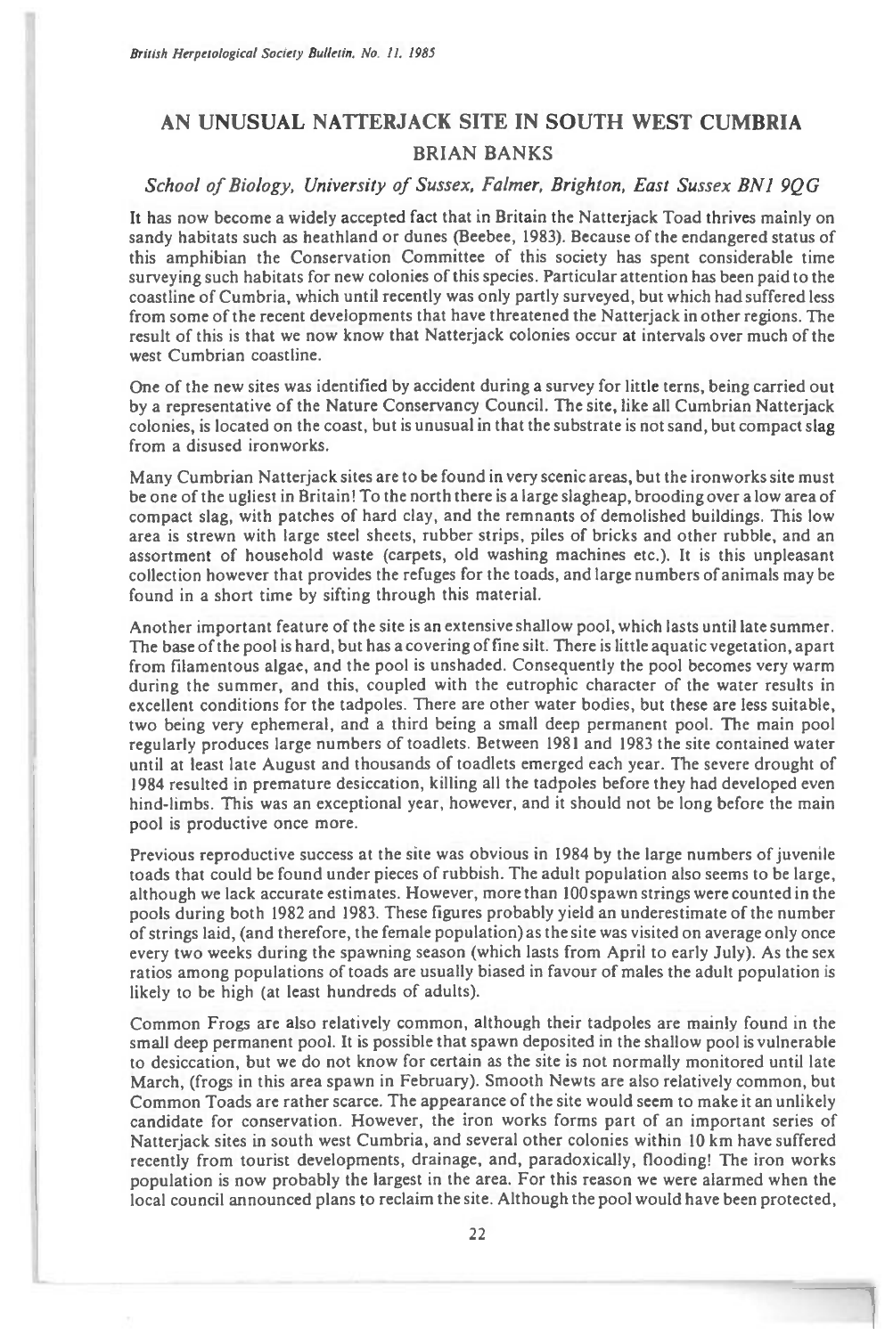# AN UNUSUAL NATTERJACK SITE IN SOUTH WEST CUMBRIA

## BRIAN BANKS

*School of Biology, University of Sussex, Falmer, Brighton, East Sussex BN1 9QG*

It has now become a widely accepted fact that in Britain the Natterjack Toad thrives mainly on sandy habitats such as heathland or dunes (Beebee, 1983). Because of the endangered status of this amphibian the Conservation Committee of this society has spent considerable time surveying such habitats for new colonies of this species. Particular attention has been paid to the coastline of Cumbria, which until recently was only partly surveyed, but which had suffered less from some of the recent developments that have threatened the Natterjack in other regions. The result of this is that we now know that Natterjack colonies occur at intervals over much of the west Cumbrian coastline.

One of the new sites was identified by accident during a survey for little terns, being carried out by a representative of the Nature Conservancy Council. The site, like all Cumbrian Natterjack colonies, is located on the coast, but is unusual in that the substrate is not sand, but compact slag from a disused ironworks.

Many Cumbrian Natterjack sites are to be found in very scenic areas, but the ironworks site must be one of the ugliest in Britain! To the north there is a large slagheap, brooding over a low area of compact slag, with patches of hard clay, and the remnants of demolished buildings. This low area is strewn with large steel sheets, rubber strips, piles of bricks and other rubble, and an assortment of household waste (carpets, old washing machines etc.). It is this unpleasant collection however that provides the refuges for the toads, and large numbers of animals may be found in a short time by sifting through this material.

Another important feature of the site is an extensive shallow pool, which lasts until late summer. The base of the pool is hard, but has a covering of fine silt. There is little aquatic vegetation, apart from filamentous algae, and the pool is unshaded. Consequently the pool becomes very warm during the summer, and this, coupled with the eutrophic character of the water results in excellent conditions for the tadpoles. There are other water bodies, but these are less suitable, two being very ephemeral, and a third being a small deep permanent pool. The main pool regularly produces large numbers of toadlets. Between 1981 and 1983 the site contained water until at least late August and thousands of toadlets emerged each year. The severe drought of 1984 resulted in premature desiccation, killing all the tadpoles before they had developed even hind-limbs. This was an exceptional year, however, and it should not be long before the main pool is productive once more.

Previous reproductive success at the site was obvious in 1984 by the large numbers of juvenile toads that could be found under pieces of rubbish. The adult population also seems to be large, although we lack accurate estimates. However, more than 100 spawn strings were counted in the pools during both 1982 and 1983. These figures probably yield an underestimate of the number of strings laid, (and therefore, the female population) as the site was visited on average only once every two weeks during the spawning season (which lasts from April to early July). As the sex ratios among populations of toads are usually biased in favour of males the adult population is likely to be high (at least hundreds of adults).

Common Frogs are also relatively common, although their tadpoles are mainly found in the small deep permanent pool. It is possible that spawn deposited in the shallow pool is vulnerable to desiccation, but we do not know for certain as the site is not normally monitored until late March, (frogs in this area spawn in February). Smooth Newts are also relatively common, but Common Toads are rather scarce. The appearance of the site would seem to make it an unlikely candidate for conservation. However, the iron works forms part of an important series of Natterjack sites in south west Cumbria, and several other colonies within 10 km have suffered recently from tourist developments, drainage, and, paradoxically, flooding! The iron works population is now probably the largest in the area. For this reason we were alarmed when the local council announced plans to reclaim the site. Although the pool would have been protected,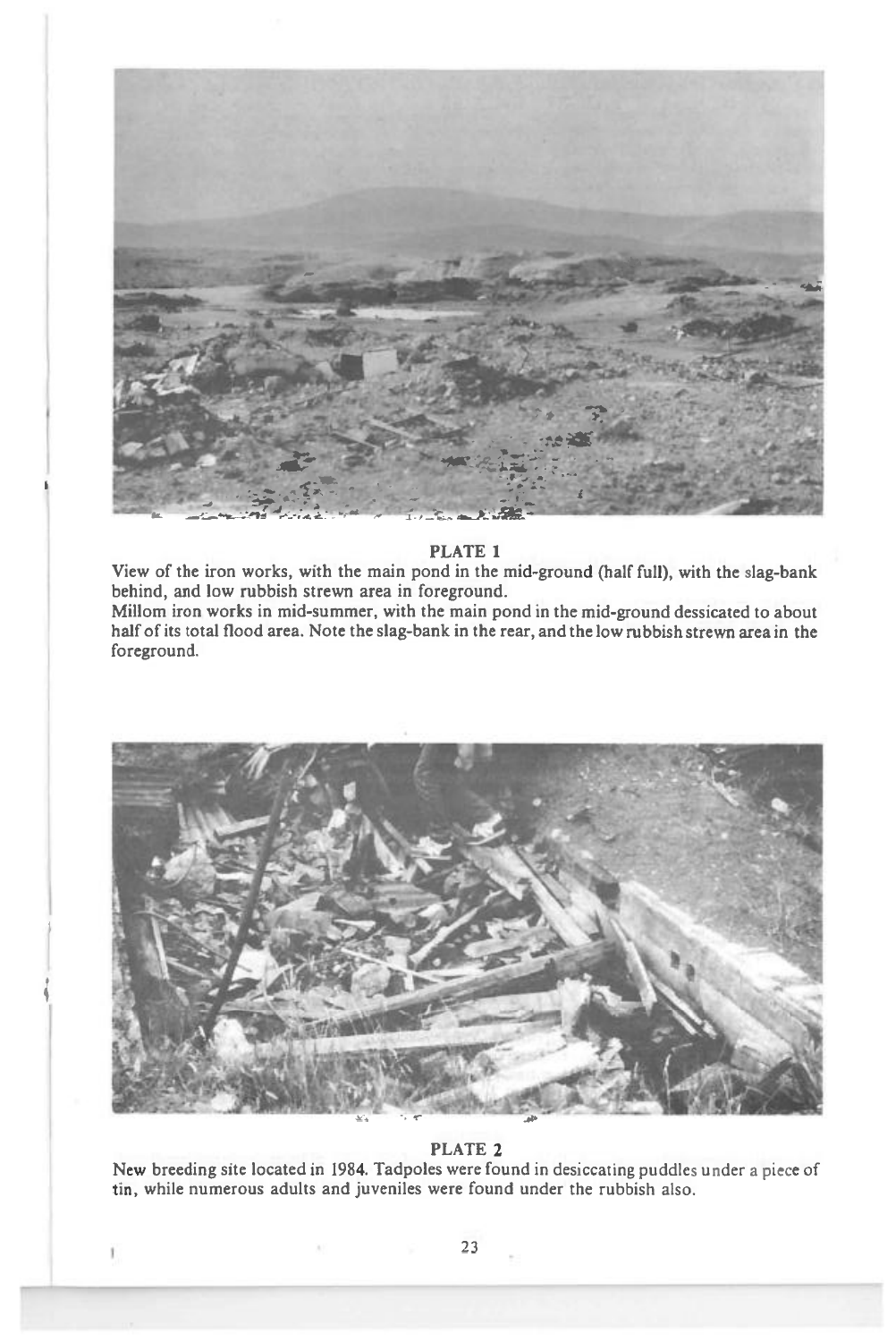**PLATE 1**

View of the iron works, with the main pond in the mid-ground (half full), with the slag-bank behind, and low rubbish strewn area in foreground.

Millom iron works in mid-summer, with the main pond in the mid-ground dessicated to about half of its total flood area. Note the slag-bank in the rear, and the low rubbish strewn area in the foreground.

**PLATE 2**

New breeding site located in 1984. Tadpoles were found in desiccating puddles under a piece of tin, while numerous adults and juveniles were found under the rubbish also.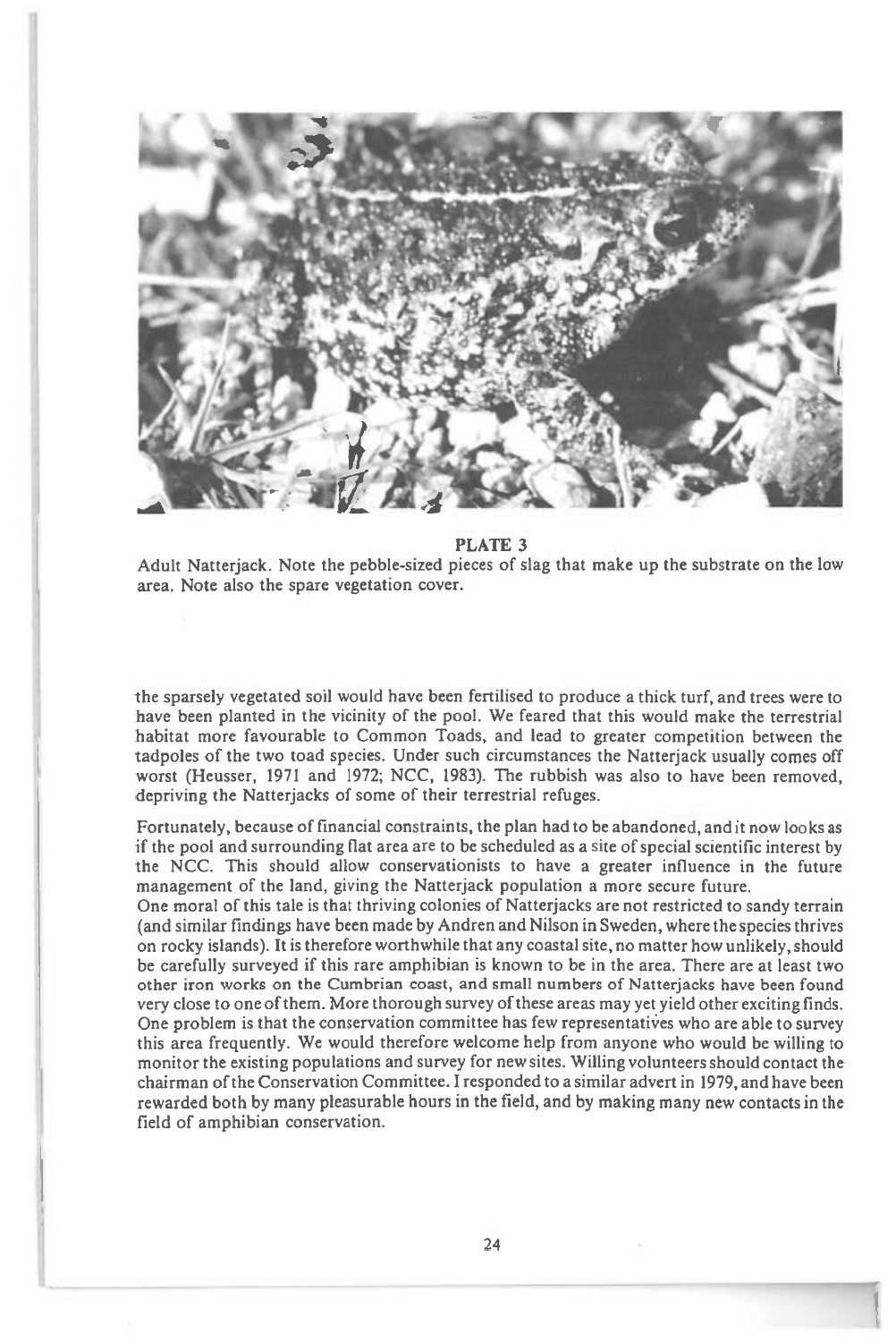**PLATE 3**

Adult Natterjack. Note the pebble-sized pieces of slag that make up the substrate on the low area. Note also the spare vegetation cover.

the sparsely vegetated soil would have been fertilised to produce a thick turf, and trees were to have been planted in the vicinity of the pool. We feared that this would make the terrestrial habitat more favourable to Common Toads, and lead to greater competition between the tadpoles of the two toad species. Under such circumstances the Natterjack usually comes off worst (Heusser, 1971 and 1972; NCC, 1983). The rubbish was also to have been removed, depriving the Natterjacks of some of their terrestrial refuges.

Fortunately, because of financial constraints, the plan had to be abandoned, and it now looks as if the pool and surrounding flat area are to be scheduled as a site of special scientific interest by the NCC. This should allow conservationists to have a greater influence in the future management of the land, giving the Natterjack population a more secure future.

One moral of this tale is that thriving colonies of Natterjacks are not restricted to sandy terrain (and similar findings have been made by Andren and Nilson in Sweden, where the species thrives on rocky islands). It is therefore worthwhile that any coastal site, no matter how unlikely, should be carefully surveyed if this rare amphibian is known to be in the area. There are at least two other iron works on the Cumbrian coast, and small numbers of Natterjacks have been found very close to one of them. More thorough survey of these areas may yet yield other exciting finds. One problem is that the conservation committee has few representatives who are able to survey this area frequently. We would therefore welcome help from anyone who would be willing to monitor the existing populations and survey for new sites. Willing volunteers should contact the chairman of the Conservation Committee. I responded to a similar advert in 1979, and have been rewarded both by many pleasurable hours in the field, and by making many new contacts in the field of amphibian conservation.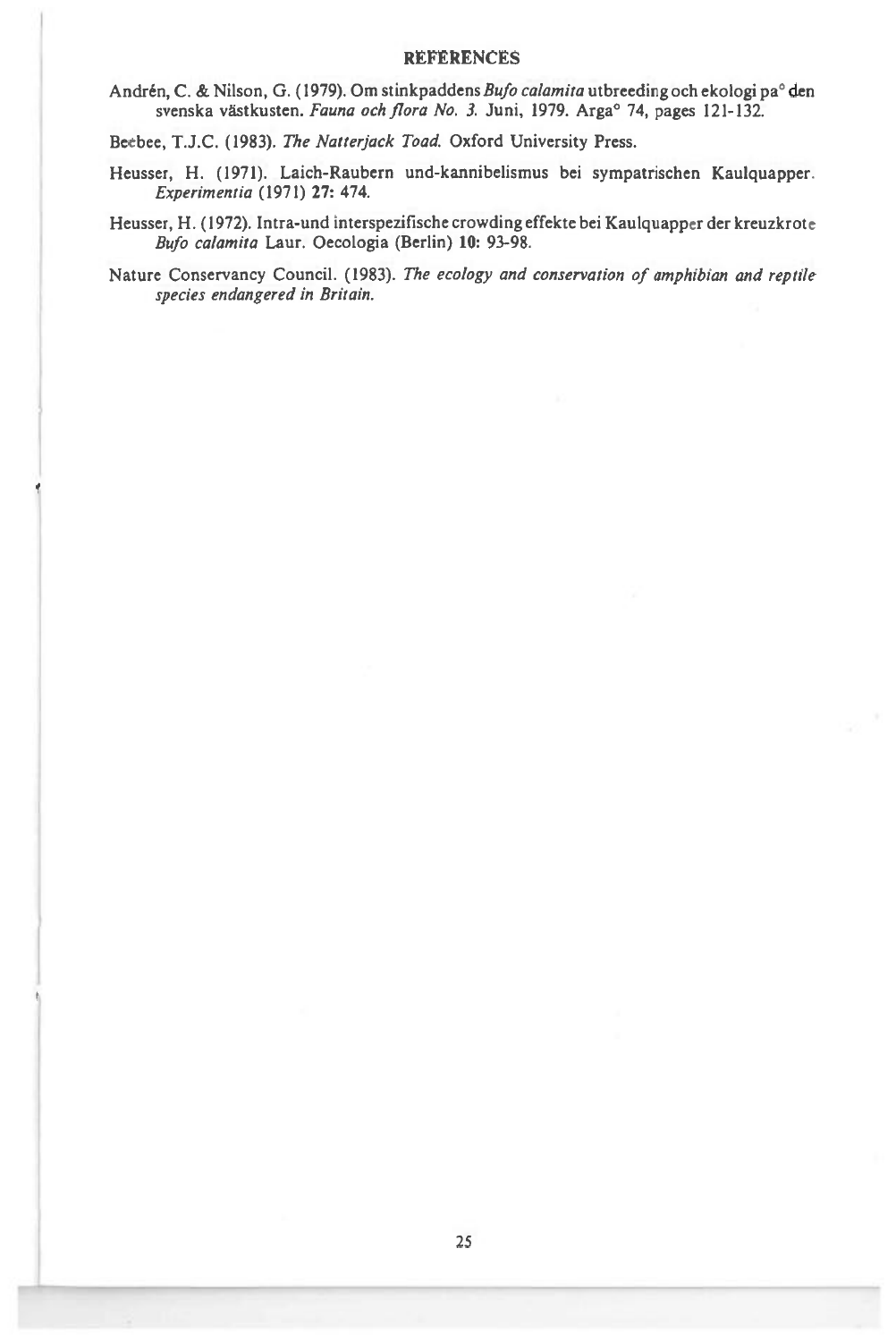## REFERENCES

Andrén, C. & Nilson, G. (1979). Om stinkpaddens *Bufo calamita* utbreeding och ekologi pa° den svenska västkusten. *Fauna och flora No. 3.* Juni, 1979. Arga° 74, pages 121-132.

Beebee, T.J.C. (1983). *The Natterjack Toad.* Oxford University Press.

Heusser, H. (1971). Laich-Raubern und-kannibelismus bei sympatrischen Kaulquapper. *Experimentia* (1971) **27:** 474.

Heusser, H. (1972). Intra-und interspezifische crowding effekte bei Kaulquapper der kreuzkrote *Bufo calamita* Laur. Oecologia (Berlin) **10:** 93-98.

Nature Conservancy Council. (1983). *The ecology and conservation of amphibian and reptile species endangered in Britain.*